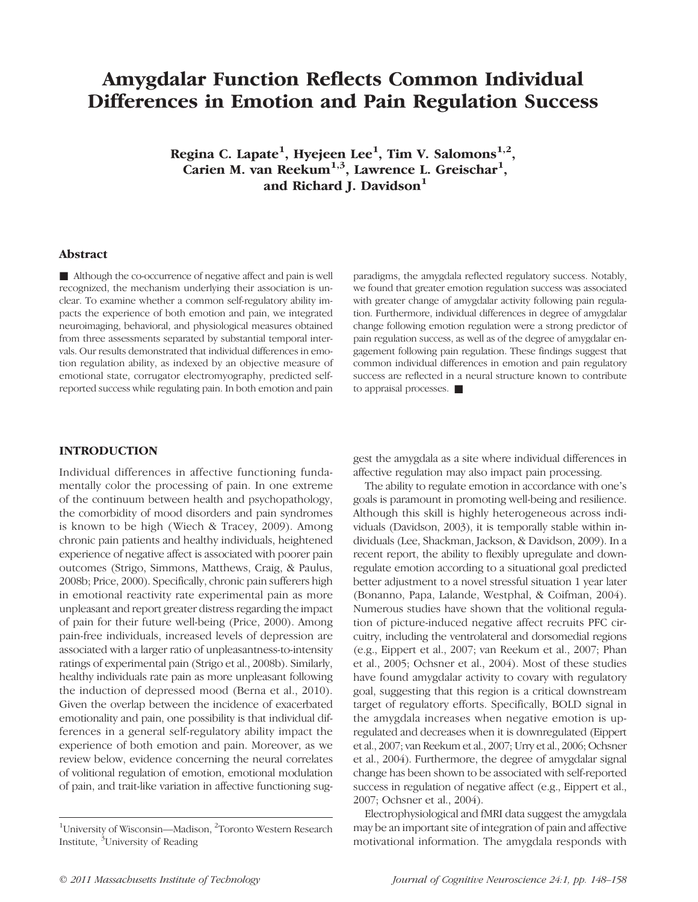# Amygdalar Function Reflects Common Individual Differences in Emotion and Pain Regulation Success

**Regina C. Lapate[1], Hyejeen Lee[1], Tim V. Salomons[1,2], Carien M. van Reekum[1,3], Lawrence L. Greischar[1], and Richard J. Davidson[1]**

## Abstract

■ Although the co-occurrence of negative affect and pain is well recognized, the mechanism underlying their association is unclear. To examine whether a common self-regulatory ability impacts the experience of both emotion and pain, we integrated neuroimaging, behavioral, and physiological measures obtained from three assessments separated by substantial temporal intervals. Our results demonstrated that individual differences in emotion regulation ability, as indexed by an objective measure of emotional state, corrugator electromyography, predicted self-reported success while regulating pain. In both emotion and pain paradigms, the amygdala reflected regulatory success. Notably, we found that greater emotion regulation success was associated with greater change of amygdalar activity following pain regulation. Furthermore, individual differences in degree of amygdalar change following emotion regulation were a strong predictor of pain regulation success, as well as of the degree of amygdalar engagement following pain regulation. These findings suggest that common individual differences in emotion and pain regulatory success are reflected in a neural structure known to contribute to appraisal processes. ■

## INTRODUCTION

Individual differences in affective functioning fundamentally color the processing of pain. In one extreme of the continuum between health and psychopathology, the comorbidity of mood disorders and pain syndromes is known to be high (Wiech & Tracey, 2009). Among chronic pain patients and healthy individuals, heightened experience of negative affect is associated with poorer pain outcomes (Strigo, Simmons, Matthews, Craig, & Paulus, 2008b; Price, 2000). Specifically, chronic pain sufferers high in emotional reactivity rate experimental pain as more unpleasant and report greater distress regarding the impact of pain for their future well-being (Price, 2000). Among pain-free individuals, increased levels of depression are associated with a larger ratio of unpleasantness-to-intensity ratings of experimental pain (Strigo et al., 2008b). Similarly, healthy individuals rate pain as more unpleasant following the induction of depressed mood (Berna et al., 2010). Given the overlap between the incidence of exacerbated emotionality and pain, one possibility is that individual differences in a general self-regulatory ability impact the experience of both emotion and pain. Moreover, as we review below, evidence concerning the neural correlates of volitional regulation of emotion, emotional modulation of pain, and trait-like variation in affective functioning suggest the amygdala as a site where individual differences in affective regulation may also impact pain processing.

The ability to regulate emotion in accordance with one's goals is paramount in promoting well-being and resilience. Although this skill is highly heterogeneous across individuals (Davidson, 2003), it is temporally stable within individuals (Lee, Shackman, Jackson, & Davidson, 2009). In a recent report, the ability to flexibly upregulate and downregulate emotion according to a situational goal predicted better adjustment to a novel stressful situation 1 year later (Bonanno, Papa, Lalande, Westphal, & Coifman, 2004). Numerous studies have shown that the volitional regulation of picture-induced negative affect recruits PFC circuitry, including the ventrolateral and dorsomedial regions (e.g., Eippert et al., 2007; van Reekum et al., 2007; Phan et al., 2005; Ochsner et al., 2004). Most of these studies have found amygdalar activity to covary with regulatory goal, suggesting that this region is a critical downstream target of regulatory efforts. Specifically, BOLD signal in the amygdala increases when negative emotion is upregulated and decreases when it is downregulated (Eippert et al., 2007; van Reekum et al., 2007; Urry et al., 2006; Ochsner et al., 2004). Furthermore, the degree of amygdalar signal change has been shown to be associated with self-reported success in regulation of negative affect (e.g., Eippert et al., 2007; Ochsner et al., 2004).

Electrophysiological and fMRI data suggest the amygdala may be an important site of integration of pain and affective motivational information. The amygdala responds with

[1]University of Wisconsin—Madison, [2]Toronto Western Research Institute, [3]University of Reading

© 2011 Massachusetts Institute of Technology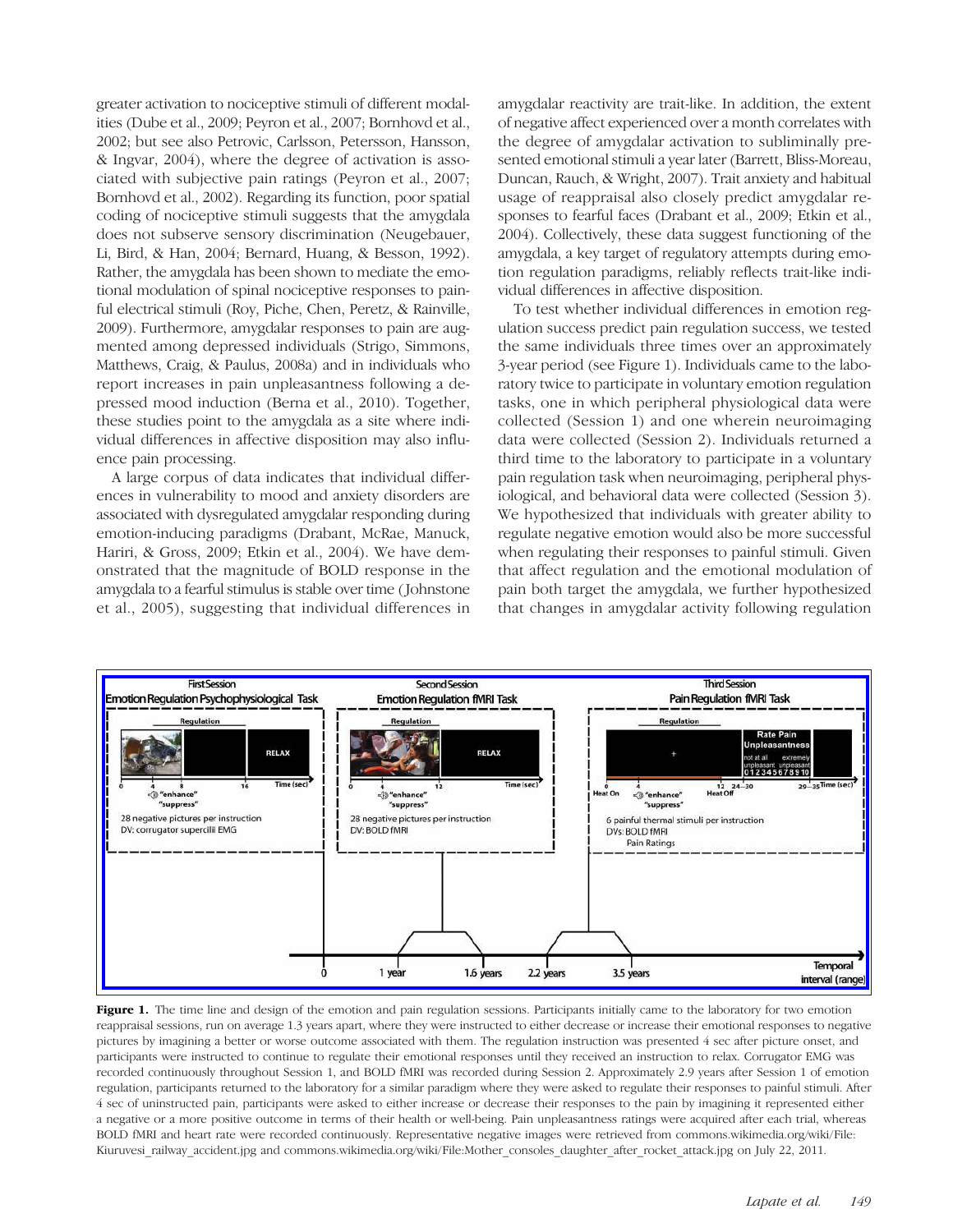greater activation to nociceptive stimuli of different modalities (Dube et al., 2009; Peyron et al., 2007; Bornhovd et al., 2002; but see also Petrovic, Carlsson, Petersson, Hansson, & Ingvar, 2004), where the degree of activation is associated with subjective pain ratings (Peyron et al., 2007; Bornhovd et al., 2002). Regarding its function, poor spatial coding of nociceptive stimuli suggests that the amygdala does not subserve sensory discrimination (Neugebauer, Li, Bird, & Han, 2004; Bernard, Huang, & Besson, 1992). Rather, the amygdala has been shown to mediate the emotional modulation of spinal nociceptive responses to painful electrical stimuli (Roy, Piche, Chen, Peretz, & Rainville, 2009). Furthermore, amygdalar responses to pain are augmented among depressed individuals (Strigo, Simmons, Matthews, Craig, & Paulus, 2008a) and in individuals who report increases in pain unpleasantness following a depressed mood induction (Berna et al., 2010). Together, these studies point to the amygdala as a site where individual differences in affective disposition may also influence pain processing.

A large corpus of data indicates that individual differences in vulnerability to mood and anxiety disorders are associated with dysregulated amygdalar responding during emotion-inducing paradigms (Drabant, McRae, Manuck, Hariri, & Gross, 2009; Etkin et al., 2004). We have demonstrated that the magnitude of BOLD response in the amygdala to a fearful stimulus is stable over time (Johnstone et al., 2005), suggesting that individual differences in amygdalar reactivity are trait-like. In addition, the extent of negative affect experienced over a month correlates with the degree of amygdalar activation to subliminally presented emotional stimuli a year later (Barrett, Bliss-Moreau, Duncan, Rauch, & Wright, 2007). Trait anxiety and habitual usage of reappraisal also closely predict amygdalar responses to fearful faces (Drabant et al., 2009; Etkin et al., 2004). Collectively, these data suggest functioning of the amygdala, a key target of regulatory attempts during emotion regulation paradigms, reliably reflects trait-like individual differences in affective disposition.

To test whether individual differences in emotion regulation success predict pain regulation success, we tested the same individuals three times over an approximately 3-year period (see Figure 1). Individuals came to the laboratory twice to participate in voluntary emotion regulation tasks, one in which peripheral physiological data were collected (Session 1) and one wherein neuroimaging data were collected (Session 2). Individuals returned a third time to the laboratory to participate in a voluntary pain regulation task when neuroimaging, peripheral physiological, and behavioral data were collected (Session 3). We hypothesized that individuals with greater ability to regulate negative emotion would also be more successful when regulating their responses to painful stimuli. Given that affect regulation and the emotional modulation of pain both target the amygdala, we further hypothesized that changes in amygdalar activity following regulation

**Figure 1.** The time line and design of the emotion and pain regulation sessions. Participants initially came to the laboratory for two emotion reappraisal sessions, run on average 1.3 years apart, where they were instructed to either decrease or increase their emotional responses to negative pictures by imagining a better or worse outcome associated with them. The regulation instruction was presented 4 sec after picture onset, and participants were instructed to continue to regulate their emotional responses until they received an instruction to relax. Corrugator EMG was recorded continuously throughout Session 1, and BOLD fMRI was recorded during Session 2. Approximately 2.9 years after Session 1 of emotion regulation, participants returned to the laboratory for a similar paradigm where they were asked to regulate their responses to painful stimuli. After 4 sec of uninstructed pain, participants were asked to either increase or decrease their responses to the pain by imagining it represented either a negative or a more positive outcome in terms of their health or well-being. Pain unpleasantness ratings were acquired after each trial, whereas BOLD fMRI and heart rate were recorded continuously. Representative negative images were retrieved from commons.wikimedia.org/wiki/File: Kiuruvesi_railway_accident.jpg and commons.wikimedia.org/wiki/File:Mother_consoles_daughter_after_rocket_attack.jpg on July 22, 2011.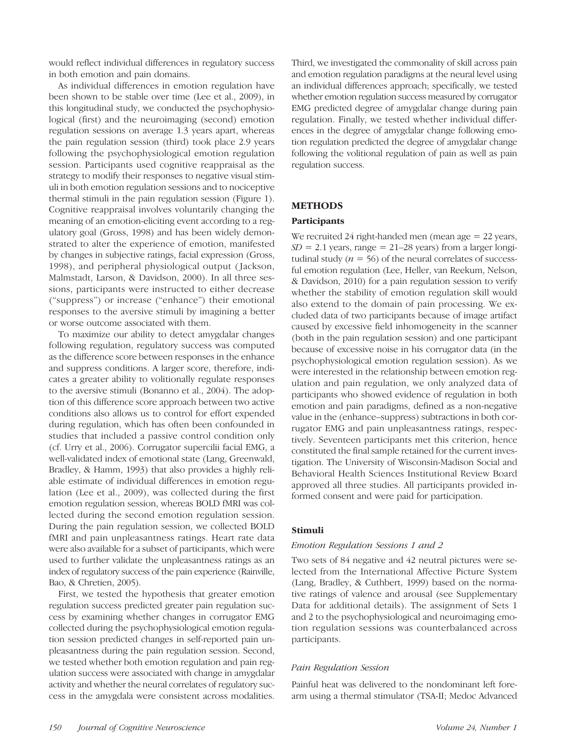would reflect individual differences in regulatory success in both emotion and pain domains.

As individual differences in emotion regulation have been shown to be stable over time (Lee et al., 2009), in this longitudinal study, we conducted the psychophysiological (first) and the neuroimaging (second) emotion regulation sessions on average 1.3 years apart, whereas the pain regulation session (third) took place 2.9 years following the psychophysiological emotion regulation session. Participants used cognitive reappraisal as the strategy to modify their responses to negative visual stimuli in both emotion regulation sessions and to nociceptive thermal stimuli in the pain regulation session (Figure 1). Cognitive reappraisal involves voluntarily changing the meaning of an emotion-eliciting event according to a regulatory goal (Gross, 1998) and has been widely demonstrated to alter the experience of emotion, manifested by changes in subjective ratings, facial expression (Gross, 1998), and peripheral physiological output (Jackson, Malmstadt, Larson, & Davidson, 2000). In all three sessions, participants were instructed to either decrease ("suppress") or increase ("enhance") their emotional responses to the aversive stimuli by imagining a better or worse outcome associated with them.

To maximize our ability to detect amygdalar changes following regulation, regulatory success was computed as the difference score between responses in the enhance and suppress conditions. A larger score, therefore, indicates a greater ability to volitionally regulate responses to the aversive stimuli (Bonanno et al., 2004). The adoption of this difference score approach between two active conditions also allows us to control for effort expended during regulation, which has often been confounded in studies that included a passive control condition only (cf. Urry et al., 2006). Corrugator supercilii facial EMG, a well-validated index of emotional state (Lang, Greenwald, Bradley, & Hamm, 1993) that also provides a highly reliable estimate of individual differences in emotion regulation (Lee et al., 2009), was collected during the first emotion regulation session, whereas BOLD fMRI was collected during the second emotion regulation session. During the pain regulation session, we collected BOLD fMRI and pain unpleasantness ratings. Heart rate data were also available for a subset of participants, which were used to further validate the unpleasantness ratings as an index of regulatory success of the pain experience (Rainville, Bao, & Chretien, 2005).

First, we tested the hypothesis that greater emotion regulation success predicted greater pain regulation success by examining whether changes in corrugator EMG collected during the psychophysiological emotion regulation session predicted changes in self-reported pain unpleasantness during the pain regulation session. Second, we tested whether both emotion regulation and pain regulation success were associated with change in amygdalar activity and whether the neural correlates of regulatory success in the amygdala were consistent across modalities. Third, we investigated the commonality of skill across pain and emotion regulation paradigms at the neural level using an individual differences approach; specifically, we tested whether emotion regulation success measured by corrugator EMG predicted degree of amygdalar change during pain regulation. Finally, we tested whether individual differences in the degree of amygdalar change following emotion regulation predicted the degree of amygdalar change following the volitional regulation of pain as well as pain regulation success.

## METHODS

### Participants

We recruited 24 right-handed men (mean age = 22 years, $SD$ = 2.1 years, range = 21–28 years) from a larger longitudinal study ($n$ = 56) of the neural correlates of successful emotion regulation (Lee, Heller, van Reekum, Nelson, & Davidson, 2010) for a pain regulation session to verify whether the stability of emotion regulation skill would also extend to the domain of pain processing. We excluded data of two participants because of image artifact caused by excessive field inhomogeneity in the scanner (both in the pain regulation session) and one participant because of excessive noise in his corrugator data (in the psychophysiological emotion regulation session). As we were interested in the relationship between emotion regulation and pain regulation, we only analyzed data of participants who showed evidence of regulation in both emotion and pain paradigms, defined as a non-negative value in the (enhance–suppress) subtractions in both corrugator EMG and pain unpleasantness ratings, respectively. Seventeen participants met this criterion, hence constituted the final sample retained for the current investigation. The University of Wisconsin-Madison Social and Behavioral Health Sciences Institutional Review Board approved all three studies. All participants provided informed consent and were paid for participation.

### Stimuli

#### *Emotion Regulation Sessions 1 and 2*

Two sets of 84 negative and 42 neutral pictures were selected from the International Affective Picture System (Lang, Bradley, & Cuthbert, 1999) based on the normative ratings of valence and arousal (see Supplementary Data for additional details). The assignment of Sets 1 and 2 to the psychophysiological and neuroimaging emotion regulation sessions was counterbalanced across participants.

#### *Pain Regulation Session*

Painful heat was delivered to the nondominant left forearm using a thermal stimulator (TSA-II; Medoc Advanced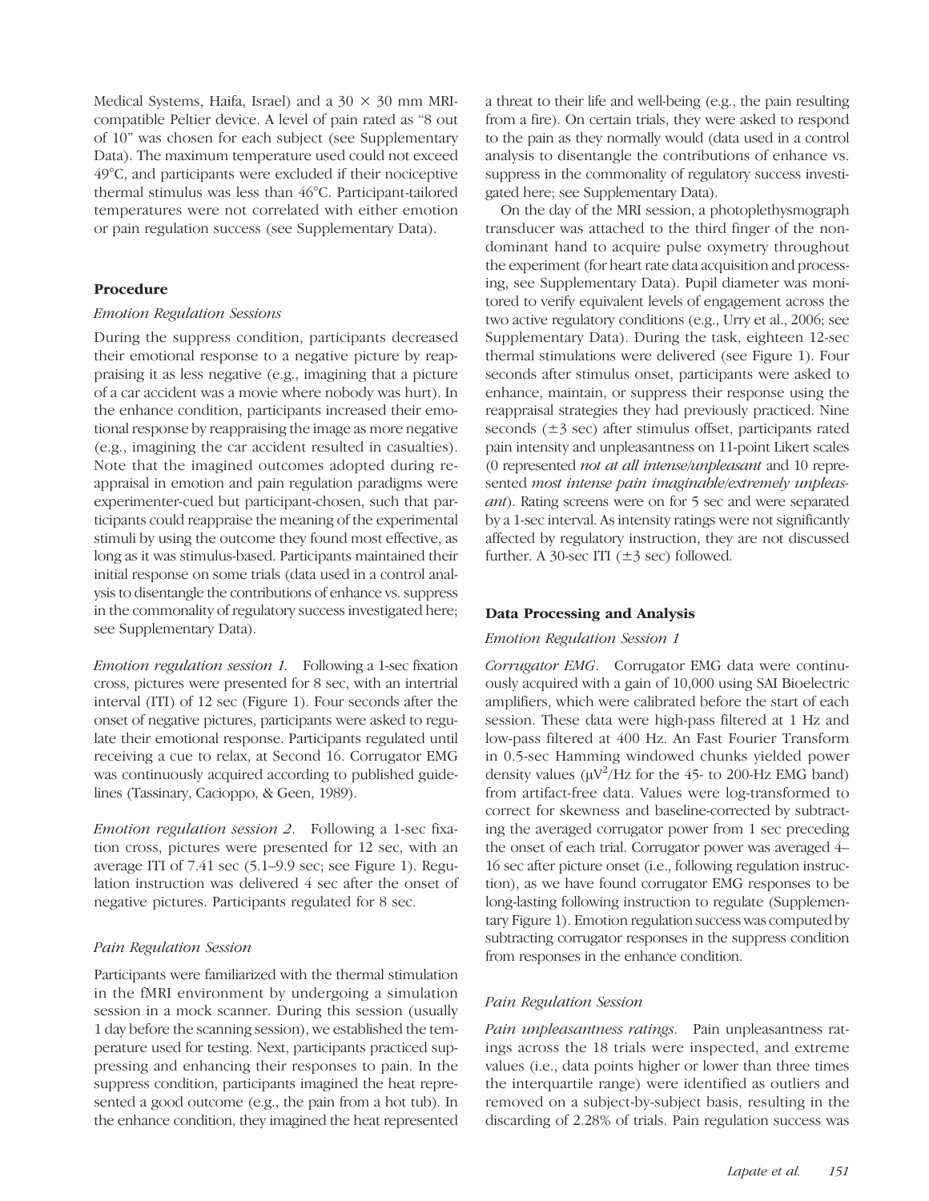Medical Systems, Haifa, Israel) and a 30 × 30 mm MRI-compatible Peltier device. A level of pain rated as "8 out of 10" was chosen for each subject (see Supplementary Data). The maximum temperature used could not exceed 49°C, and participants were excluded if their nociceptive thermal stimulus was less than 46°C. Participant-tailored temperatures were not correlated with either emotion or pain regulation success (see Supplementary Data).

## Procedure

### *Emotion Regulation Sessions*

During the suppress condition, participants decreased their emotional response to a negative picture by reappraising it as less negative (e.g., imagining that a picture of a car accident was a movie where nobody was hurt). In the enhance condition, participants increased their emotional response by reappraising the image as more negative (e.g., imagining the car accident resulted in casualties). Note that the imagined outcomes adopted during reappraisal in emotion and pain regulation paradigms were experimenter-cued but participant-chosen, such that participants could reappraise the meaning of the experimental stimuli by using the outcome they found most effective, as long as it was stimulus-based. Participants maintained their initial response on some trials (data used in a control analysis to disentangle the contributions of enhance vs. suppress in the commonality of regulatory success investigated here; see Supplementary Data).

*Emotion regulation session 1.* Following a 1-sec fixation cross, pictures were presented for 8 sec, with an intertrial interval (ITI) of 12 sec (Figure 1). Four seconds after the onset of negative pictures, participants were asked to regulate their emotional response. Participants regulated until receiving a cue to relax, at Second 16. Corrugator EMG was continuously acquired according to published guidelines (Tassinary, Cacioppo, & Geen, 1989).

*Emotion regulation session 2.* Following a 1-sec fixation cross, pictures were presented for 12 sec, with an average ITI of 7.41 sec (5.1–9.9 sec; see Figure 1). Regulation instruction was delivered 4 sec after the onset of negative pictures. Participants regulated for 8 sec.

### *Pain Regulation Session*

Participants were familiarized with the thermal stimulation in the fMRI environment by undergoing a simulation session in a mock scanner. During this session (usually 1 day before the scanning session), we established the temperature used for testing. Next, participants practiced suppressing and enhancing their responses to pain. In the suppress condition, participants imagined the heat represented a good outcome (e.g., the pain from a hot tub). In the enhance condition, they imagined the heat represented a threat to their life and well-being (e.g., the pain resulting from a fire). On certain trials, they were asked to respond to the pain as they normally would (data used in a control analysis to disentangle the contributions of enhance vs. suppress in the commonality of regulatory success investigated here; see Supplementary Data).

On the day of the MRI session, a photoplethysmograph transducer was attached to the third finger of the nondominant hand to acquire pulse oxymetry throughout the experiment (for heart rate data acquisition and processing, see Supplementary Data). Pupil diameter was monitored to verify equivalent levels of engagement across the two active regulatory conditions (e.g., Urry et al., 2006; see Supplementary Data). During the task, eighteen 12-sec thermal stimulations were delivered (see Figure 1). Four seconds after stimulus onset, participants were asked to enhance, maintain, or suppress their response using the reappraisal strategies they had previously practiced. Nine seconds (±3 sec) after stimulus offset, participants rated pain intensity and unpleasantness on 11-point Likert scales (0 represented *not at all intense/unpleasant* and 10 represented *most intense pain imaginable/extremely unpleasant*). Rating screens were on for 5 sec and were separated by a 1-sec interval. As intensity ratings were not significantly affected by regulatory instruction, they are not discussed further. A 30-sec ITI (±3 sec) followed.

## Data Processing and Analysis

### *Emotion Regulation Session 1*

*Corrugator EMG.* Corrugator EMG data were continuously acquired with a gain of 10,000 using SAI Bioelectric amplifiers, which were calibrated before the start of each session. These data were high-pass filtered at 1 Hz and low-pass filtered at 400 Hz. An Fast Fourier Transform in 0.5-sec Hamming windowed chunks yielded power density values ($\mu V^2$/Hz for the 45- to 200-Hz EMG band) from artifact-free data. Values were log-transformed to correct for skewness and baseline-corrected by subtracting the averaged corrugator power from 1 sec preceding the onset of each trial. Corrugator power was averaged 4–16 sec after picture onset (i.e., following regulation instruction), as we have found corrugator EMG responses to be long-lasting following instruction to regulate (Supplementary Figure 1). Emotion regulation success was computed by subtracting corrugator responses in the suppress condition from responses in the enhance condition.

### *Pain Regulation Session*

*Pain unpleasantness ratings.* Pain unpleasantness ratings across the 18 trials were inspected, and extreme values (i.e., data points higher or lower than three times the interquartile range) were identified as outliers and removed on a subject-by-subject basis, resulting in the discarding of 2.28% of trials. Pain regulation success was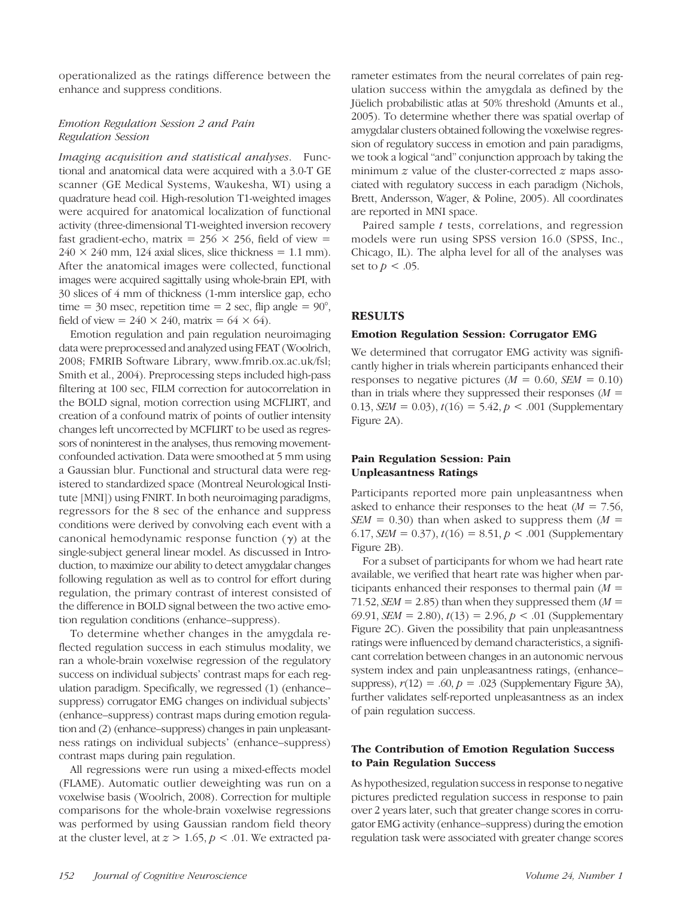operationalized as the ratings difference between the enhance and suppress conditions.

### *Emotion Regulation Session 2 and Pain Regulation Session*

*Imaging acquisition and statistical analyses.* Functional and anatomical data were acquired with a 3.0-T GE scanner (GE Medical Systems, Waukesha, WI) using a quadrature head coil. High-resolution T1-weighted images were acquired for anatomical localization of functional activity (three-dimensional T1-weighted inversion recovery fast gradient-echo, matrix = 256 × 256, field of view = 240 × 240 mm, 124 axial slices, slice thickness = 1.1 mm). After the anatomical images were collected, functional images were acquired sagittally using whole-brain EPI, with 30 slices of 4 mm of thickness (1-mm interslice gap, echo time = 30 msec, repetition time = 2 sec, flip angle = 90°, field of view = 240 × 240, matrix = 64 × 64).

Emotion regulation and pain regulation neuroimaging data were preprocessed and analyzed using FEAT (Woolrich, 2008; FMRIB Software Library, www.fmrib.ox.ac.uk/fsl; Smith et al., 2004). Preprocessing steps included high-pass filtering at 100 sec, FILM correction for autocorrelation in the BOLD signal, motion correction using MCFLIRT, and creation of a confound matrix of points of outlier intensity changes left uncorrected by MCFLIRT to be used as regressors of noninterest in the analyses, thus removing movement-confounded activation. Data were smoothed at 5 mm using a Gaussian blur. Functional and structural data were registered to standardized space (Montreal Neurological Institute [MNI]) using FNIRT. In both neuroimaging paradigms, regressors for the 8 sec of the enhance and suppress conditions were derived by convolving each event with a canonical hemodynamic response function ($\gamma$) at the single-subject general linear model. As discussed in Introduction, to maximize our ability to detect amygdalar changes following regulation as well as to control for effort during regulation, the primary contrast of interest consisted of the difference in BOLD signal between the two active emotion regulation conditions (enhance–suppress).

To determine whether changes in the amygdala reflected regulation success in each stimulus modality, we ran a whole-brain voxelwise regression of the regulatory success on individual subjects' contrast maps for each regulation paradigm. Specifically, we regressed (1) (enhance–suppress) corrugator EMG changes on individual subjects' (enhance–suppress) contrast maps during emotion regulation and (2) (enhance–suppress) changes in pain unpleasantness ratings on individual subjects' (enhance–suppress) contrast maps during pain regulation.

All regressions were run using a mixed-effects model (FLAME). Automatic outlier deweighting was run on a voxelwise basis (Woolrich, 2008). Correction for multiple comparisons for the whole-brain voxelwise regressions was performed by using Gaussian random field theory at the cluster level, at $z > 1.65$, $p < .01$. We extracted parameter estimates from the neural correlates of pain regulation success within the amygdala as defined by the Jüelich probabilistic atlas at 50% threshold (Amunts et al., 2005). To determine whether there was spatial overlap of amygdalar clusters obtained following the voxelwise regression of regulatory success in emotion and pain paradigms, we took a logical "and" conjunction approach by taking the minimum $z$ value of the cluster-corrected $z$ maps associated with regulatory success in each paradigm (Nichols, Brett, Andersson, Wager, & Poline, 2005). All coordinates are reported in MNI space.

Paired sample $t$ tests, correlations, and regression models were run using SPSS version 16.0 (SPSS, Inc., Chicago, IL). The alpha level for all of the analyses was set to $p < .05$.

## RESULTS

### Emotion Regulation Session: Corrugator EMG

We determined that corrugator EMG activity was significantly higher in trials wherein participants enhanced their responses to negative pictures ($M = 0.60$, $SEM = 0.10$) than in trials where they suppressed their responses ($M = 0.13$, $SEM = 0.03$), $t(16) = 5.42$, $p < .001$ (Supplementary Figure 2A).

### Pain Regulation Session: Pain Unpleasantness Ratings

Participants reported more pain unpleasantness when asked to enhance their responses to the heat ($M = 7.56$, $SEM = 0.30$) than when asked to suppress them ($M = 6.17$, $SEM = 0.37$), $t(16) = 8.51$, $p < .001$ (Supplementary Figure 2B).

For a subset of participants for whom we had heart rate available, we verified that heart rate was higher when participants enhanced their responses to thermal pain ($M = 71.52$, $SEM = 2.85$) than when they suppressed them ($M = 69.91$, $SEM = 2.80$), $t(13) = 2.96$, $p < .01$ (Supplementary Figure 2C). Given the possibility that pain unpleasantness ratings were influenced by demand characteristics, a significant correlation between changes in an autonomic nervous system index and pain unpleasantness ratings, (enhance–suppress), $r(12) = .60$, $p = .023$ (Supplementary Figure 3A), further validates self-reported unpleasantness as an index of pain regulation success.

### The Contribution of Emotion Regulation Success to Pain Regulation Success

As hypothesized, regulation success in response to negative pictures predicted regulation success in response to pain over 2 years later, such that greater change scores in corrugator EMG activity (enhance–suppress) during the emotion regulation task were associated with greater change scores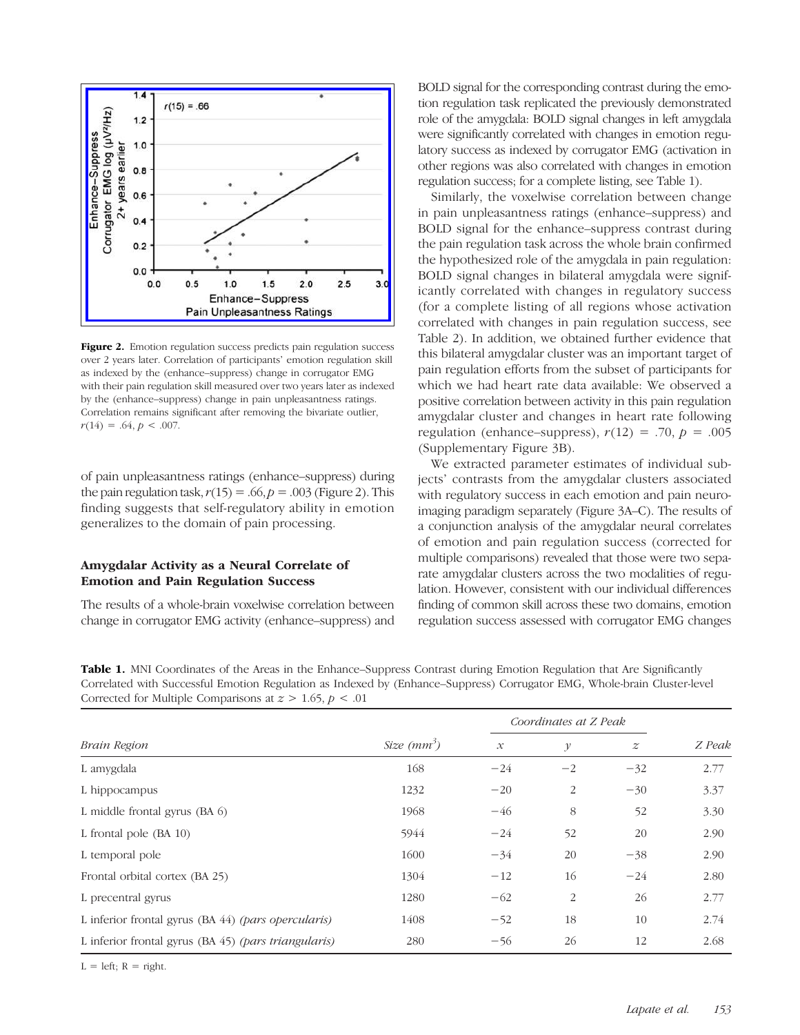**Figure 2.** Emotion regulation success predicts pain regulation success over 2 years later. Correlation of participants' emotion regulation skill as indexed by the (enhance–suppress) change in corrugator EMG with their pain regulation skill measured over two years later as indexed by the (enhance–suppress) change in pain unpleasantness ratings. Correlation remains significant after removing the bivariate outlier, $r(14) = .64, p < .007$.

of pain unpleasantness ratings (enhance–suppress) during the pain regulation task, $r(15) = .66, p = .003$ (Figure 2). This finding suggests that self-regulatory ability in emotion generalizes to the domain of pain processing.

### Amygdalar Activity as a Neural Correlate of Emotion and Pain Regulation Success

The results of a whole-brain voxelwise correlation between change in corrugator EMG activity (enhance–suppress) and BOLD signal for the corresponding contrast during the emotion regulation task replicated the previously demonstrated role of the amygdala: BOLD signal changes in left amygdala were significantly correlated with changes in emotion regulatory success as indexed by corrugator EMG (activation in other regions was also correlated with changes in emotion regulation success; for a complete listing, see Table 1).

Similarly, the voxelwise correlation between change in pain unpleasantness ratings (enhance–suppress) and BOLD signal for the enhance–suppress contrast during the pain regulation task across the whole brain confirmed the hypothesized role of the amygdala in pain regulation: BOLD signal changes in bilateral amygdala were significantly correlated with changes in regulatory success (for a complete listing of all regions whose activation correlated with changes in pain regulation success, see Table 2). In addition, we obtained further evidence that this bilateral amygdalar cluster was an important target of pain regulation efforts from the subset of participants for which we had heart rate data available: We observed a positive correlation between activity in this pain regulation amygdalar cluster and changes in heart rate following regulation (enhance–suppress), $r(12) = .70, p = .005$ (Supplementary Figure 3B).

We extracted parameter estimates of individual subjects' contrasts from the amygdalar clusters associated with regulatory success in each emotion and pain neuroimaging paradigm separately (Figure 3A–C). The results of a conjunction analysis of the amygdalar neural correlates of emotion and pain regulation success (corrected for multiple comparisons) revealed that those were two separate amygdalar clusters across the two modalities of regulation. However, consistent with our individual differences finding of common skill across these two domains, emotion regulation success assessed with corrugator EMG changes

**Table 1.** MNI Coordinates of the Areas in the Enhance–Suppress Contrast during Emotion Regulation that Are Significantly Correlated with Successful Emotion Regulation as Indexed by (Enhance–Suppress) Corrugator EMG, Whole-brain Cluster-level Corrected for Multiple Comparisons at $z > 1.65, p < .01$

| *Brain Region* | *Size (mm$^3$)* | *Coordinates at Z Peak* | | | *Z Peak* |
|---|---|---|---|---|---|
| | | *x* | *y* | *z* | |
| L amygdala | 168 | −24 | −2 | −32 | 2.77 |
| L hippocampus | 1232 | −20 | 2 | −30 | 3.37 |
| L middle frontal gyrus (BA 6) | 1968 | −46 | 8 | 52 | 3.30 |
| L frontal pole (BA 10) | 5944 | −24 | 52 | 20 | 2.90 |
| L temporal pole | 1600 | −34 | 20 | −38 | 2.90 |
| Frontal orbital cortex (BA 25) | 1304 | −12 | 16 | −24 | 2.80 |
| L precentral gyrus | 1280 | −62 | 2 | 26 | 2.77 |
| L inferior frontal gyrus (BA 44) *(pars opercularis)* | 1408 | −52 | 18 | 10 | 2.74 |
| L inferior frontal gyrus (BA 45) *(pars triangularis)* | 280 | −56 | 26 | 12 | 2.68 |

L = left; R = right.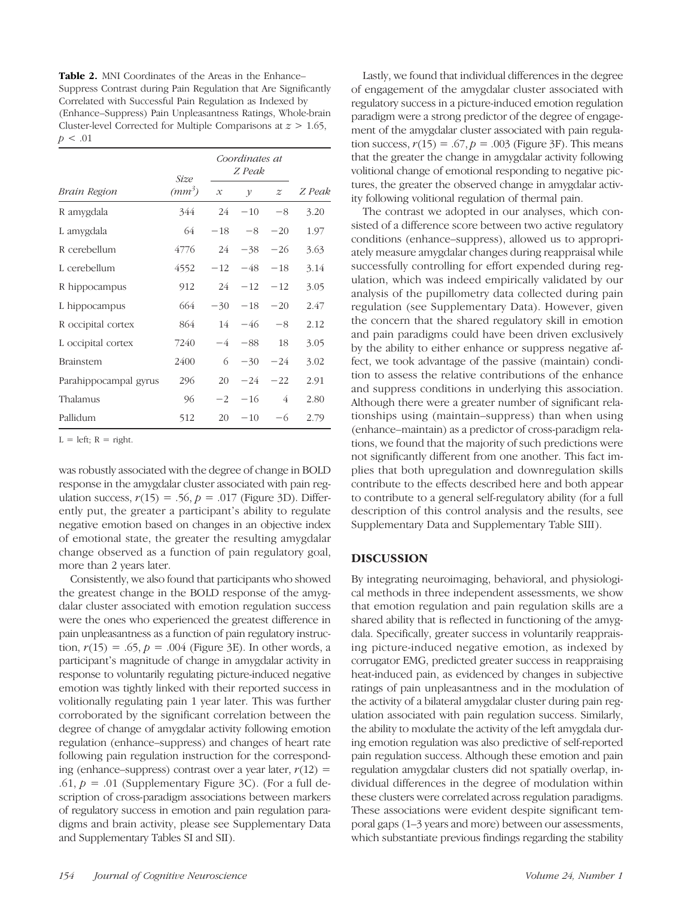**Table 2.** MNI Coordinates of the Areas in the Enhance–Suppress Contrast during Pain Regulation that Are Significantly Correlated with Successful Pain Regulation as Indexed by (Enhance–Suppress) Pain Unpleasantness Ratings, Whole-brain Cluster-level Corrected for Multiple Comparisons at $z > 1.65$, $p < .01$

| Brain Region | Size ($mm^3$) | Coordinates at Z Peak | | | Z Peak |
|---|---|---|---|---|---|
| | | $x$ | $y$ | $z$ | |
| R amygdala | 344 | 24 | −10 | −8 | 3.20 |
| L amygdala | 64 | −18 | −8 | −20 | 1.97 |
| R cerebellum | 4776 | 24 | −38 | −26 | 3.63 |
| L cerebellum | 4552 | −12 | −48 | −18 | 3.14 |
| R hippocampus | 912 | 24 | −12 | −12 | 3.05 |
| L hippocampus | 664 | −30 | −18 | −20 | 2.47 |
| R occipital cortex | 864 | 14 | −46 | −8 | 2.12 |
| L occipital cortex | 7240 | −4 | −88 | 18 | 3.05 |
| Brainstem | 2400 | 6 | −30 | −24 | 3.02 |
| Parahippocampal gyrus | 296 | 20 | −24 | −22 | 2.91 |
| Thalamus | 96 | −2 | −16 | 4 | 2.80 |
| Pallidum | 512 | 20 | −10 | −6 | 2.79 |

L = left; R = right.

was robustly associated with the degree of change in BOLD response in the amygdalar cluster associated with pain regulation success, $r(15) = .56$, $p = .017$ (Figure 3D). Differently put, the greater a participant's ability to regulate negative emotion based on changes in an objective index of emotional state, the greater the resulting amygdalar change observed as a function of pain regulatory goal, more than 2 years later.

Consistently, we also found that participants who showed the greatest change in the BOLD response of the amygdalar cluster associated with emotion regulation success were the ones who experienced the greatest difference in pain unpleasantness as a function of pain regulatory instruction, $r(15) = .65$, $p = .004$ (Figure 3E). In other words, a participant's magnitude of change in amygdalar activity in response to voluntarily regulating picture-induced negative emotion was tightly linked with their reported success in volitionally regulating pain 1 year later. This was further corroborated by the significant correlation between the degree of change of amygdalar activity following emotion regulation (enhance–suppress) and changes of heart rate following pain regulation instruction for the corresponding (enhance–suppress) contrast over a year later, $r(12) = .61$, $p = .01$ (Supplementary Figure 3C). (For a full description of cross-paradigm associations between markers of regulatory success in emotion and pain regulation paradigms and brain activity, please see Supplementary Data and Supplementary Tables SI and SII).

Lastly, we found that individual differences in the degree of engagement of the amygdalar cluster associated with regulatory success in a picture-induced emotion regulation paradigm were a strong predictor of the degree of engagement of the amygdalar cluster associated with pain regulation success, $r(15) = .67$, $p = .003$ (Figure 3F). This means that the greater the change in amygdalar activity following volitional change of emotional responding to negative pictures, the greater the observed change in amygdalar activity following volitional regulation of thermal pain.

The contrast we adopted in our analyses, which consisted of a difference score between two active regulatory conditions (enhance–suppress), allowed us to appropriately measure amygdalar changes during reappraisal while successfully controlling for effort expended during regulation, which was indeed empirically validated by our analysis of the pupillometry data collected during pain regulation (see Supplementary Data). However, given the concern that the shared regulatory skill in emotion and pain paradigms could have been driven exclusively by the ability to either enhance or suppress negative affect, we took advantage of the passive (maintain) condition to assess the relative contributions of the enhance and suppress conditions in underlying this association. Although there were a greater number of significant relationships using (maintain–suppress) than when using (enhance–maintain) as a predictor of cross-paradigm relations, we found that the majority of such predictions were not significantly different from one another. This fact implies that both upregulation and downregulation skills contribute to the effects described here and both appear to contribute to a general self-regulatory ability (for a full description of this control analysis and the results, see Supplementary Data and Supplementary Table SIII).

## DISCUSSION

By integrating neuroimaging, behavioral, and physiological methods in three independent assessments, we show that emotion regulation and pain regulation skills are a shared ability that is reflected in functioning of the amygdala. Specifically, greater success in voluntarily reappraising picture-induced negative emotion, as indexed by corrugator EMG, predicted greater success in reappraising heat-induced pain, as evidenced by changes in subjective ratings of pain unpleasantness and in the modulation of the activity of a bilateral amygdalar cluster during pain regulation associated with pain regulation success. Similarly, the ability to modulate the activity of the left amygdala during emotion regulation was also predictive of self-reported pain regulation success. Although these emotion and pain regulation amygdalar clusters did not spatially overlap, individual differences in the degree of modulation within these clusters were correlated across regulation paradigms. These associations were evident despite significant temporal gaps (1–3 years and more) between our assessments, which substantiate previous findings regarding the stability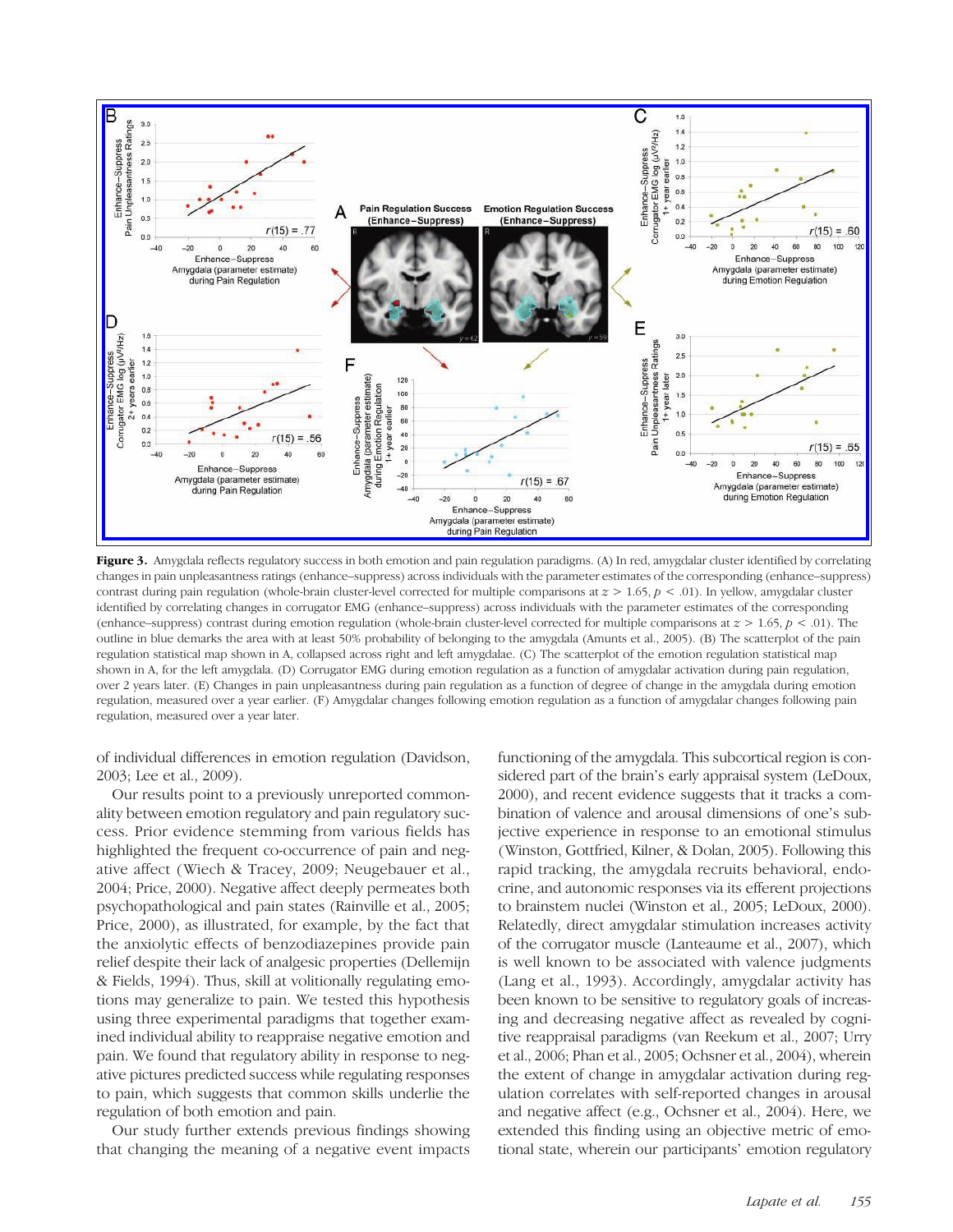**Figure 3.** Amygdala reflects regulatory success in both emotion and pain regulation paradigms. (A) In red, amygdalar cluster identified by correlating changes in pain unpleasantness ratings (enhance–suppress) across individuals with the parameter estimates of the corresponding (enhance–suppress) contrast during pain regulation (whole-brain cluster-level corrected for multiple comparisons at $z > 1.65$, $p < .01$). In yellow, amygdalar cluster identified by correlating changes in corrugator EMG (enhance–suppress) across individuals with the parameter estimates of the corresponding (enhance–suppress) contrast during emotion regulation (whole-brain cluster-level corrected for multiple comparisons at $z > 1.65$, $p < .01$). The outline in blue demarks the area with at least 50% probability of belonging to the amygdala (Amunts et al., 2005). (B) The scatterplot of the pain regulation statistical map shown in A, collapsed across right and left amygdalae. (C) The scatterplot of the emotion regulation statistical map shown in A, for the left amygdala. (D) Corrugator EMG during emotion regulation as a function of amygdalar activation during pain regulation, over 2 years later. (E) Changes in pain unpleasantness during pain regulation as a function of degree of change in the amygdala during emotion regulation, measured over a year earlier. (F) Amygdalar changes following emotion regulation as a function of amygdalar changes following pain regulation, measured over a year later.

of individual differences in emotion regulation (Davidson, 2003; Lee et al., 2009).

Our results point to a previously unreported commonality between emotion regulatory and pain regulatory success. Prior evidence stemming from various fields has highlighted the frequent co-occurrence of pain and negative affect (Wiech & Tracey, 2009; Neugebauer et al., 2004; Price, 2000). Negative affect deeply permeates both psychopathological and pain states (Rainville et al., 2005; Price, 2000), as illustrated, for example, by the fact that the anxiolytic effects of benzodiazepines provide pain relief despite their lack of analgesic properties (Dellemijn & Fields, 1994). Thus, skill at volitionally regulating emotions may generalize to pain. We tested this hypothesis using three experimental paradigms that together examined individual ability to reappraise negative emotion and pain. We found that regulatory ability in response to negative pictures predicted success while regulating responses to pain, which suggests that common skills underlie the regulation of both emotion and pain.

Our study further extends previous findings showing that changing the meaning of a negative event impacts functioning of the amygdala. This subcortical region is considered part of the brain's early appraisal system (LeDoux, 2000), and recent evidence suggests that it tracks a combination of valence and arousal dimensions of one's subjective experience in response to an emotional stimulus (Winston, Gottfried, Kilner, & Dolan, 2005). Following this rapid tracking, the amygdala recruits behavioral, endocrine, and autonomic responses via its efferent projections to brainstem nuclei (Winston et al., 2005; LeDoux, 2000). Relatedly, direct amygdalar stimulation increases activity of the corrugator muscle (Lanteaume et al., 2007), which is well known to be associated with valence judgments (Lang et al., 1993). Accordingly, amygdalar activity has been known to be sensitive to regulatory goals of increasing and decreasing negative affect as revealed by cognitive reappraisal paradigms (van Reekum et al., 2007; Urry et al., 2006; Phan et al., 2005; Ochsner et al., 2004), wherein the extent of change in amygdalar activation during regulation correlates with self-reported changes in arousal and negative affect (e.g., Ochsner et al., 2004). Here, we extended this finding using an objective metric of emotional state, wherein our participants' emotion regulatory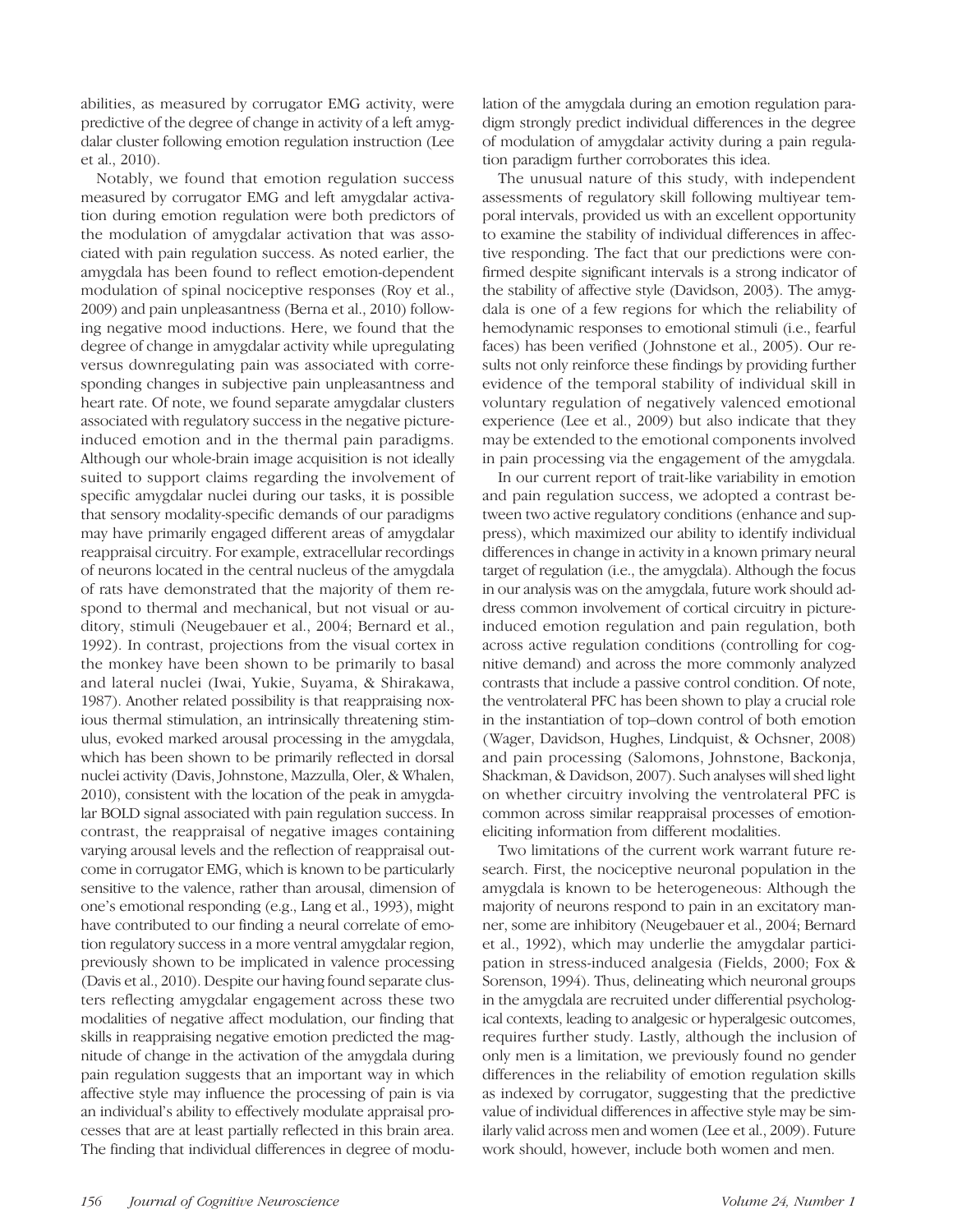abilities, as measured by corrugator EMG activity, were predictive of the degree of change in activity of a left amygdalar cluster following emotion regulation instruction (Lee et al., 2010).

Notably, we found that emotion regulation success measured by corrugator EMG and left amygdalar activation during emotion regulation were both predictors of the modulation of amygdalar activation that was associated with pain regulation success. As noted earlier, the amygdala has been found to reflect emotion-dependent modulation of spinal nociceptive responses (Roy et al., 2009) and pain unpleasantness (Berna et al., 2010) following negative mood inductions. Here, we found that the degree of change in amygdalar activity while upregulating versus downregulating pain was associated with corresponding changes in subjective pain unpleasantness and heart rate. Of note, we found separate amygdalar clusters associated with regulatory success in the negative picture-induced emotion and in the thermal pain paradigms. Although our whole-brain image acquisition is not ideally suited to support claims regarding the involvement of specific amygdalar nuclei during our tasks, it is possible that sensory modality-specific demands of our paradigms may have primarily engaged different areas of amygdalar reappraisal circuitry. For example, extracellular recordings of neurons located in the central nucleus of the amygdala of rats have demonstrated that the majority of them respond to thermal and mechanical, but not visual or auditory, stimuli (Neugebauer et al., 2004; Bernard et al., 1992). In contrast, projections from the visual cortex in the monkey have been shown to be primarily to basal and lateral nuclei (Iwai, Yukie, Suyama, & Shirakawa, 1987). Another related possibility is that reappraising noxious thermal stimulation, an intrinsically threatening stimulus, evoked marked arousal processing in the amygdala, which has been shown to be primarily reflected in dorsal nuclei activity (Davis, Johnstone, Mazzulla, Oler, & Whalen, 2010), consistent with the location of the peak in amygdalar BOLD signal associated with pain regulation success. In contrast, the reappraisal of negative images containing varying arousal levels and the reflection of reappraisal outcome in corrugator EMG, which is known to be particularly sensitive to the valence, rather than arousal, dimension of one's emotional responding (e.g., Lang et al., 1993), might have contributed to our finding a neural correlate of emotion regulatory success in a more ventral amygdalar region, previously shown to be implicated in valence processing (Davis et al., 2010). Despite our having found separate clusters reflecting amygdalar engagement across these two modalities of negative affect modulation, our finding that skills in reappraising negative emotion predicted the magnitude of change in the activation of the amygdala during pain regulation suggests that an important way in which affective style may influence the processing of pain is via an individual's ability to effectively modulate appraisal processes that are at least partially reflected in this brain area. The finding that individual differences in degree of modulation of the amygdala during an emotion regulation paradigm strongly predict individual differences in the degree of modulation of amygdalar activity during a pain regulation paradigm further corroborates this idea.

The unusual nature of this study, with independent assessments of regulatory skill following multiyear temporal intervals, provided us with an excellent opportunity to examine the stability of individual differences in affective responding. The fact that our predictions were confirmed despite significant intervals is a strong indicator of the stability of affective style (Davidson, 2003). The amygdala is one of a few regions for which the reliability of hemodynamic responses to emotional stimuli (i.e., fearful faces) has been verified (Johnstone et al., 2005). Our results not only reinforce these findings by providing further evidence of the temporal stability of individual skill in voluntary regulation of negatively valenced emotional experience (Lee et al., 2009) but also indicate that they may be extended to the emotional components involved in pain processing via the engagement of the amygdala.

In our current report of trait-like variability in emotion and pain regulation success, we adopted a contrast between two active regulatory conditions (enhance and suppress), which maximized our ability to identify individual differences in change in activity in a known primary neural target of regulation (i.e., the amygdala). Although the focus in our analysis was on the amygdala, future work should address common involvement of cortical circuitry in picture-induced emotion regulation and pain regulation, both across active regulation conditions (controlling for cognitive demand) and across the more commonly analyzed contrasts that include a passive control condition. Of note, the ventrolateral PFC has been shown to play a crucial role in the instantiation of top–down control of both emotion (Wager, Davidson, Hughes, Lindquist, & Ochsner, 2008) and pain processing (Salomons, Johnstone, Backonja, Shackman, & Davidson, 2007). Such analyses will shed light on whether circuitry involving the ventrolateral PFC is common across similar reappraisal processes of emotion-eliciting information from different modalities.

Two limitations of the current work warrant future research. First, the nociceptive neuronal population in the amygdala is known to be heterogeneous: Although the majority of neurons respond to pain in an excitatory manner, some are inhibitory (Neugebauer et al., 2004; Bernard et al., 1992), which may underlie the amygdalar participation in stress-induced analgesia (Fields, 2000; Fox & Sorenson, 1994). Thus, delineating which neuronal groups in the amygdala are recruited under differential psychological contexts, leading to analgesic or hyperalgesic outcomes, requires further study. Lastly, although the inclusion of only men is a limitation, we previously found no gender differences in the reliability of emotion regulation skills as indexed by corrugator, suggesting that the predictive value of individual differences in affective style may be similarly valid across men and women (Lee et al., 2009). Future work should, however, include both women and men.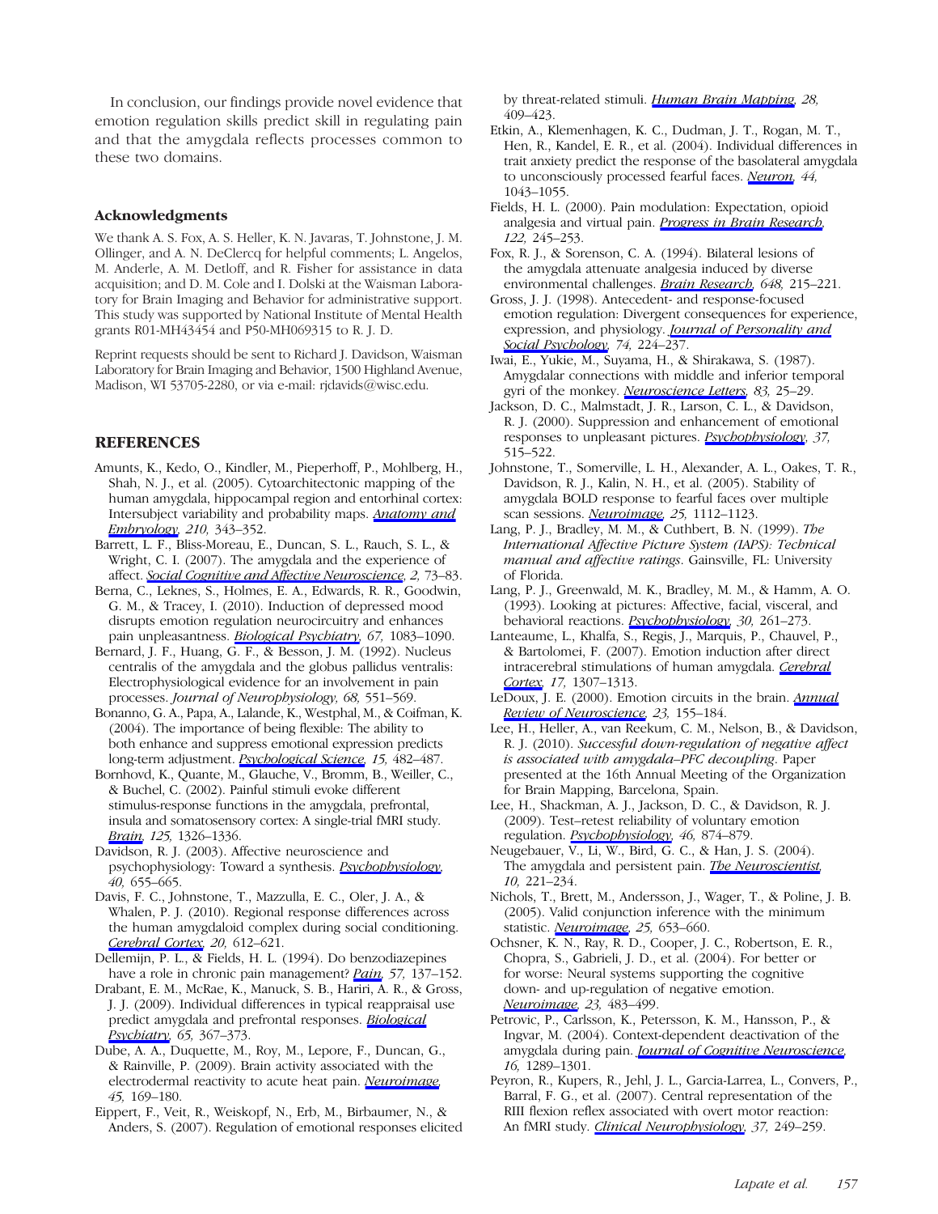In conclusion, our findings provide novel evidence that emotion regulation skills predict skill in regulating pain and that the amygdala reflects processes common to these two domains.

### Acknowledgments

We thank A. S. Fox, A. S. Heller, K. N. Javaras, T. Johnstone, J. M. Ollinger, and A. N. DeClercq for helpful comments; L. Angelos, M. Anderle, A. M. Detloff, and R. Fisher for assistance in data acquisition; and D. M. Cole and I. Dolski at the Waisman Laboratory for Brain Imaging and Behavior for administrative support. This study was supported by National Institute of Mental Health grants R01-MH43454 and P50-MH069315 to R. J. D.

Reprint requests should be sent to Richard J. Davidson, Waisman Laboratory for Brain Imaging and Behavior, 1500 Highland Avenue, Madison, WI 53705-2280, or via e-mail: rjdavids@wisc.edu.

## REFERENCES

Amunts, K., Kedo, O., Kindler, M., Pieperhoff, P., Mohlberg, H., Shah, N. J., et al. (2005). Cytoarchitectonic mapping of the human amygdala, hippocampal region and entorhinal cortex: Intersubject variability and probability maps. *Anatomy and Embryology, 210,* 343–352.

Barrett, L. F., Bliss-Moreau, E., Duncan, S. L., Rauch, S. L., & Wright, C. I. (2007). The amygdala and the experience of affect. *Social Cognitive and Affective Neuroscience, 2,* 73–83.

Berna, C., Leknes, S., Holmes, E. A., Edwards, R. R., Goodwin, G. M., & Tracey, I. (2010). Induction of depressed mood disrupts emotion regulation neurocircuitry and enhances pain unpleasantness. *Biological Psychiatry, 67,* 1083–1090.

Bernard, J. F., Huang, G. F., & Besson, J. M. (1992). Nucleus centralis of the amygdala and the globus pallidus ventralis: Electrophysiological evidence for an involvement in pain processes. *Journal of Neurophysiology, 68,* 551–569.

Bonanno, G. A., Papa, A., Lalande, K., Westphal, M., & Coifman, K. (2004). The importance of being flexible: The ability to both enhance and suppress emotional expression predicts long-term adjustment. *Psychological Science, 15,* 482–487.

Bornhovd, K., Quante, M., Glauche, V., Bromm, B., Weiller, C., & Buchel, C. (2002). Painful stimuli evoke different stimulus-response functions in the amygdala, prefrontal, insula and somatosensory cortex: A single-trial fMRI study. *Brain, 125,* 1326–1336.

Davidson, R. J. (2003). Affective neuroscience and psychophysiology: Toward a synthesis. *Psychophysiology, 40,* 655–665.

Davis, F. C., Johnstone, T., Mazzulla, E. C., Oler, J. A., & Whalen, P. J. (2010). Regional response differences across the human amygdaloid complex during social conditioning. *Cerebral Cortex, 20,* 612–621.

Dellemijn, P. L., & Fields, H. L. (1994). Do benzodiazepines have a role in chronic pain management? *Pain, 57,* 137–152.

Drabant, E. M., McRae, K., Manuck, S. B., Hariri, A. R., & Gross, J. J. (2009). Individual differences in typical reappraisal use predict amygdala and prefrontal responses. *Biological Psychiatry, 65,* 367–373.

Dube, A. A., Duquette, M., Roy, M., Lepore, F., Duncan, G., & Rainville, P. (2009). Brain activity associated with the electrodermal reactivity to acute heat pain. *Neuroimage, 45,* 169–180.

Eippert, F., Veit, R., Weiskopf, N., Erb, M., Birbaumer, N., & Anders, S. (2007). Regulation of emotional responses elicited by threat-related stimuli. *Human Brain Mapping, 28,* 409–423.

Etkin, A., Klemenhagen, K. C., Dudman, J. T., Rogan, M. T., Hen, R., Kandel, E. R., et al. (2004). Individual differences in trait anxiety predict the response of the basolateral amygdala to unconsciously processed fearful faces. *Neuron, 44,* 1043–1055.

Fields, H. L. (2000). Pain modulation: Expectation, opioid analgesia and virtual pain. *Progress in Brain Research, 122,* 245–253.

Fox, R. J., & Sorenson, C. A. (1994). Bilateral lesions of the amygdala attenuate analgesia induced by diverse environmental challenges. *Brain Research, 648,* 215–221.

Gross, J. J. (1998). Antecedent- and response-focused emotion regulation: Divergent consequences for experience, expression, and physiology. *Journal of Personality and Social Psychology, 74,* 224–237.

Iwai, E., Yukie, M., Suyama, H., & Shirakawa, S. (1987). Amygdalar connections with middle and inferior temporal gyri of the monkey. *Neuroscience Letters, 83,* 25–29.

Jackson, D. C., Malmstadt, J. R., Larson, C. L., & Davidson, R. J. (2000). Suppression and enhancement of emotional responses to unpleasant pictures. *Psychophysiology, 37,* 515–522.

Johnstone, T., Somerville, L. H., Alexander, A. L., Oakes, T. R., Davidson, R. J., Kalin, N. H., et al. (2005). Stability of amygdala BOLD response to fearful faces over multiple scan sessions. *Neuroimage, 25,* 1112–1123.

Lang, P. J., Bradley, M. M., & Cuthbert, B. N. (1999). *The International Affective Picture System (IAPS): Technical manual and affective ratings*. Gainsville, FL: University of Florida.

Lang, P. J., Greenwald, M. K., Bradley, M. M., & Hamm, A. O. (1993). Looking at pictures: Affective, facial, visceral, and behavioral reactions. *Psychophysiology, 30,* 261–273.

Lanteaume, L., Khalfa, S., Regis, J., Marquis, P., Chauvel, P., & Bartolomei, F. (2007). Emotion induction after direct intracerebral stimulations of human amygdala. *Cerebral Cortex, 17,* 1307–1313.

LeDoux, J. E. (2000). Emotion circuits in the brain. *Annual Review of Neuroscience, 23,* 155–184.

Lee, H., Heller, A., van Reekum, C. M., Nelson, B., & Davidson, R. J. (2010). *Successful down-regulation of negative affect is associated with amygdala–PFC decoupling*. Paper presented at the 16th Annual Meeting of the Organization for Brain Mapping, Barcelona, Spain.

Lee, H., Shackman, A. J., Jackson, D. C., & Davidson, R. J. (2009). Test–retest reliability of voluntary emotion regulation. *Psychophysiology, 46,* 874–879.

Neugebauer, V., Li, W., Bird, G. C., & Han, J. S. (2004). The amygdala and persistent pain. *The Neuroscientist, 10,* 221–234.

Nichols, T., Brett, M., Andersson, J., Wager, T., & Poline, J. B. (2005). Valid conjunction inference with the minimum statistic. *Neuroimage, 25,* 653–660.

Ochsner, K. N., Ray, R. D., Cooper, J. C., Robertson, E. R., Chopra, S., Gabrieli, J. D., et al. (2004). For better or for worse: Neural systems supporting the cognitive down- and up-regulation of negative emotion. *Neuroimage, 23,* 483–499.

Petrovic, P., Carlsson, K., Petersson, K. M., Hansson, P., & Ingvar, M. (2004). Context-dependent deactivation of the amygdala during pain. *Journal of Cognitive Neuroscience, 16,* 1289–1301.

Peyron, R., Kupers, R., Jehl, J. L., Garcia-Larrea, L., Convers, P., Barral, F. G., et al. (2007). Central representation of the RIII flexion reflex associated with overt motor reaction: An fMRI study. *Clinical Neurophysiology, 37,* 249–259.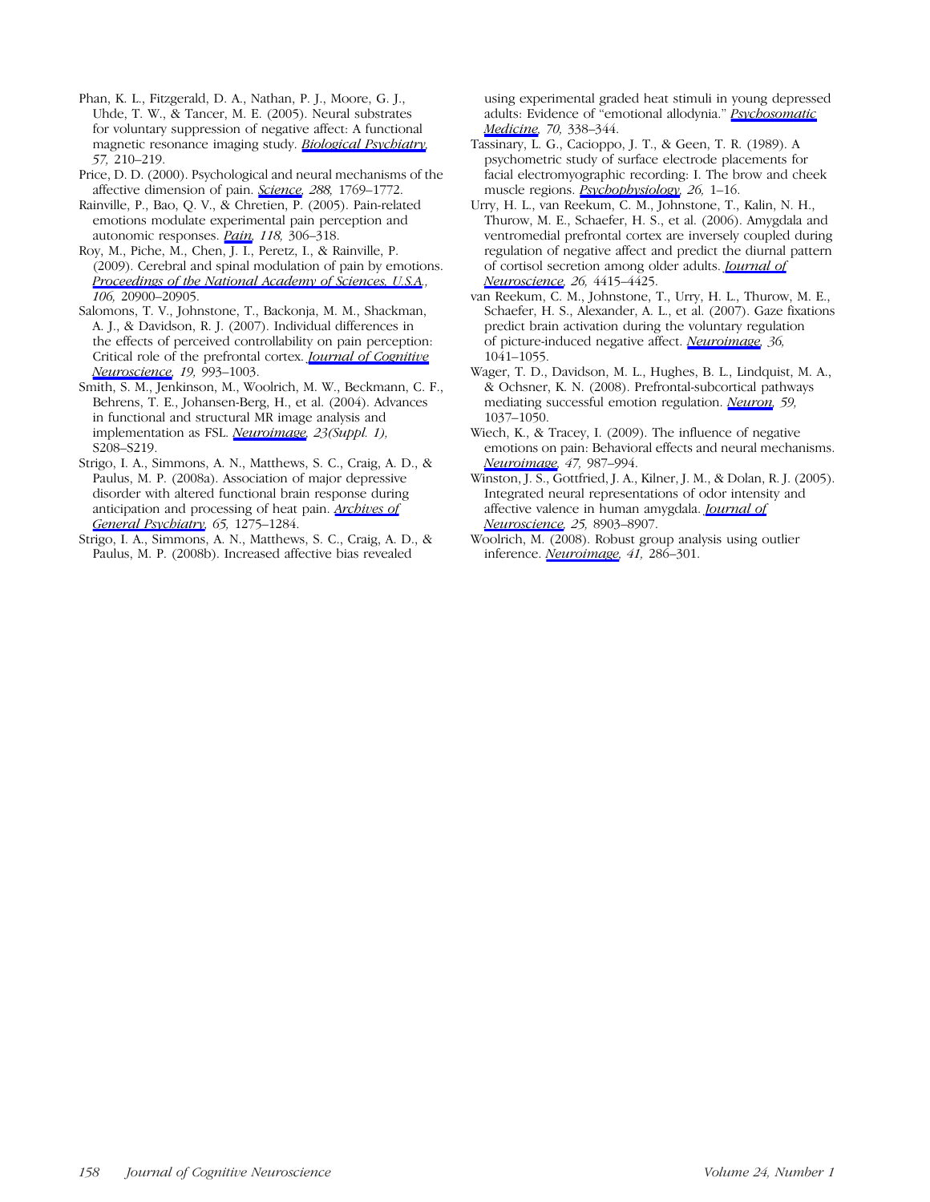Phan, K. L., Fitzgerald, D. A., Nathan, P. J., Moore, G. J., Uhde, T. W., & Tancer, M. E. (2005). Neural substrates for voluntary suppression of negative affect: A functional magnetic resonance imaging study. *Biological Psychiatry, 57,* 210–219.

Price, D. D. (2000). Psychological and neural mechanisms of the affective dimension of pain. *Science, 288,* 1769–1772.

Rainville, P., Bao, Q. V., & Chretien, P. (2005). Pain-related emotions modulate experimental pain perception and autonomic responses. *Pain, 118,* 306–318.

Roy, M., Piche, M., Chen, J. I., Peretz, I., & Rainville, P. (2009). Cerebral and spinal modulation of pain by emotions. *Proceedings of the National Academy of Sciences, U.S.A., 106,* 20900–20905.

Salomons, T. V., Johnstone, T., Backonja, M. M., Shackman, A. J., & Davidson, R. J. (2007). Individual differences in the effects of perceived controllability on pain perception: Critical role of the prefrontal cortex. *Journal of Cognitive Neuroscience, 19,* 993–1003.

Smith, S. M., Jenkinson, M., Woolrich, M. W., Beckmann, C. F., Behrens, T. E., Johansen-Berg, H., et al. (2004). Advances in functional and structural MR image analysis and implementation as FSL. *Neuroimage, 23(Suppl. 1),* S208–S219.

Strigo, I. A., Simmons, A. N., Matthews, S. C., Craig, A. D., & Paulus, M. P. (2008a). Association of major depressive disorder with altered functional brain response during anticipation and processing of heat pain. *Archives of General Psychiatry, 65,* 1275–1284.

Strigo, I. A., Simmons, A. N., Matthews, S. C., Craig, A. D., & Paulus, M. P. (2008b). Increased affective bias revealed using experimental graded heat stimuli in young depressed adults: Evidence of "emotional allodynia." *Psychosomatic Medicine, 70,* 338–344.

Tassinary, L. G., Cacioppo, J. T., & Geen, T. R. (1989). A psychometric study of surface electrode placements for facial electromyographic recording: I. The brow and cheek muscle regions. *Psychophysiology, 26,* 1–16.

Urry, H. L., van Reekum, C. M., Johnstone, T., Kalin, N. H., Thurow, M. E., Schaefer, H. S., et al. (2006). Amygdala and ventromedial prefrontal cortex are inversely coupled during regulation of negative affect and predict the diurnal pattern of cortisol secretion among older adults. *Journal of Neuroscience, 26,* 4415–4425.

van Reekum, C. M., Johnstone, T., Urry, H. L., Thurow, M. E., Schaefer, H. S., Alexander, A. L., et al. (2007). Gaze fixations predict brain activation during the voluntary regulation of picture-induced negative affect. *Neuroimage, 36,* 1041–1055.

Wager, T. D., Davidson, M. L., Hughes, B. L., Lindquist, M. A., & Ochsner, K. N. (2008). Prefrontal-subcortical pathways mediating successful emotion regulation. *Neuron, 59,* 1037–1050.

Wiech, K., & Tracey, I. (2009). The influence of negative emotions on pain: Behavioral effects and neural mechanisms. *Neuroimage, 47,* 987–994.

Winston, J. S., Gottfried, J. A., Kilner, J. M., & Dolan, R. J. (2005). Integrated neural representations of odor intensity and affective valence in human amygdala. *Journal of Neuroscience, 25,* 8903–8907.

Woolrich, M. (2008). Robust group analysis using outlier inference. *Neuroimage, 41,* 286–301.